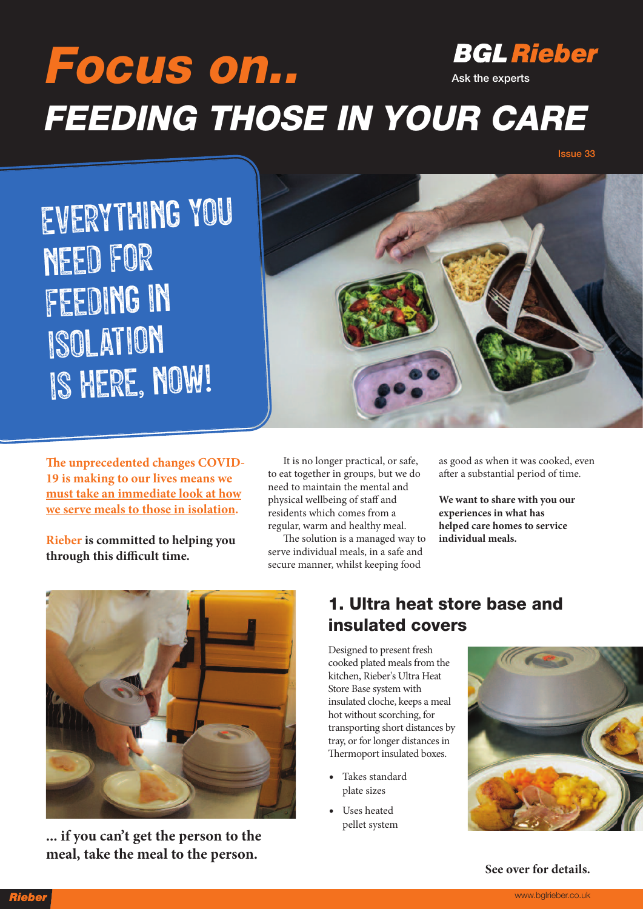# Focus on..

**BGL Rieber**

Ask the experts

# FEEDING THOSE IN YOUR CARE

Issue 33

## EVERYTHING YOU NEED FOR FEEDING IN ISOLATION IS HERE, NOW!

**The unprecedented changes COVID-19 is making to our lives means we must take an immediate look at how we serve meals to those in isolation.**

**Rieber is committed to helping you through this difficult time.**

It is no longer practical, or safe, to eat together in groups, but we do need to maintain the mental and physical wellbeing of staff and residents which comes from a regular, warm and healthy meal.

The solution is a managed way to serve individual meals, in a safe and secure manner, whilst keeping food as good as when it was cooked, even after a substantial period of time.

**We want to share with you our experiences in what has helped care homes to service individual meals.**

**... if you can't get the person to the meal, take the meal to the person.**

## 1. Ultra heat store base and insulated covers

Designed to present fresh cooked plated meals from the kitchen, Rieber's Ultra Heat Store Base system with insulated cloche, keeps a meal hot without scorching, for transporting short distances by tray, or for longer distances in Thermoport insulated boxes.

- Takes standard plate sizes
- Uses heated pellet system

**See over for details.**

www.bglrieber.co.uk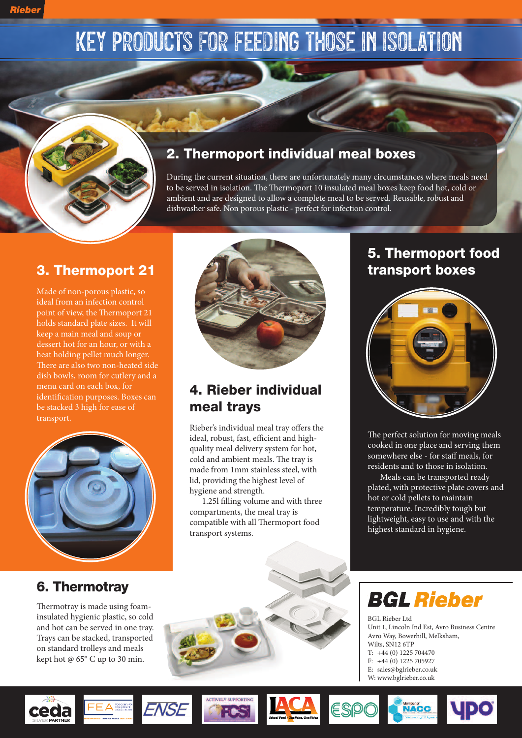# KEY PRODUCTS FOR FEEDING THOSE IN ISOLATION

## 2. Thermoport individual meal boxes

During the current situation, there are unfortunately many circumstances where meals need to be served in isolation. The Thermoport 10 insulated meal boxes keep food hot, cold or ambient and are designed to allow a complete meal to be served. Reusable, robust and dishwasher safe. Non porous plastic - perfect for infection control.

## 3. Thermoport 21

Made of non-porous plastic, so ideal from an infection control point of view, the Thermoport 21 holds standard plate sizes. It will keep a main meal and soup or dessert hot for an hour, or with a heat holding pellet much longer. There are also two non-heated side dish bowls, room for cutlery and a menu card on each box, for identification purposes. Boxes can be stacked 3 high for ease of transport.

## 4. Rieber individual meal trays

Rieber's individual meal tray offers the ideal, robust, fast, efficient and high-quality meal delivery system for hot, cold and ambient meals. The tray is made from 1mm stainless steel, with lid, providing the highest level of hygiene and strength.

1.25l filling volume and with three compartments, the meal tray is compatible with all Thermoport food transport systems.

## 5. Thermoport food transport boxes

The perfect solution for moving meals cooked in one place and serving them somewhere else - for staff meals, for residents and to those in isolation.

Meals can be transported ready plated, with protective plate covers and hot or cold pellets to maintain temperature. Incredibly tough but lightweight, easy to use and with the highest standard in hygiene.

## 6. Thermotray

Thermotray is made using foam-insulated hygienic plastic, so cold and hot can be served in one tray. Trays can be stacked, transported on standard trolleys and meals kept hot @ 65° C up to 30 min.

**BGL Rieber**

BGL Rieber Ltd
Unit 1, Lincoln Ind Est, Avro Business Centre
Avro Way, Bowerhill, Melksham,
Wilts, SN12 6TP
T: +44 (0) 1225 704470
F: +44 (0) 1225 705927
E: sales@bglrieber.co.uk
W: www.bglrieber.co.uk